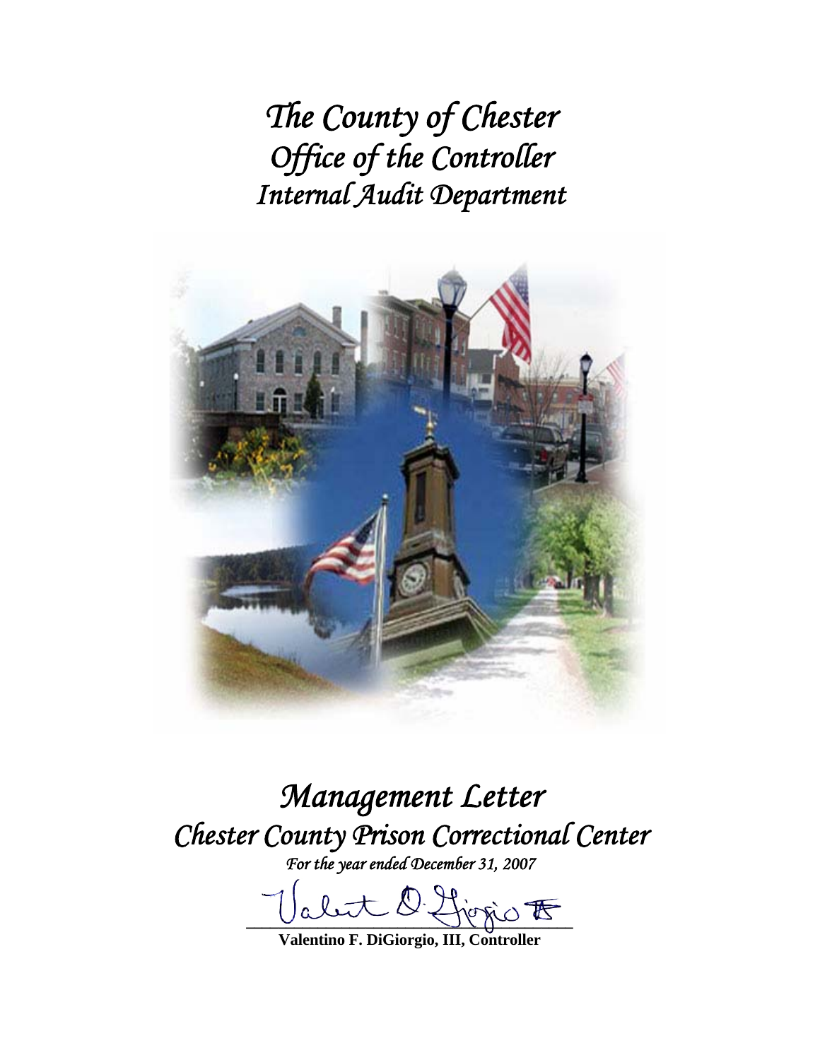# *The County of Chester*
# *Office of the Controller*
# *Internal Audit Department*

# *Management Letter*
## *Chester County Prison Correctional Center*
*For the year ended December 31, 2007*

**Valentino F. DiGiorgio, III, Controller**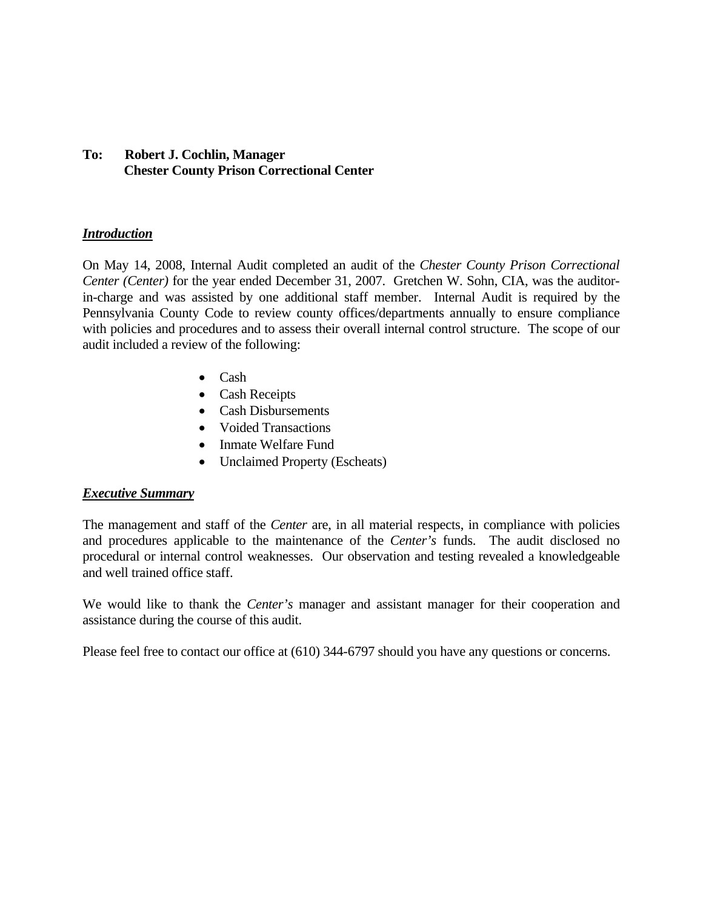**To: Robert J. Cochlin, Manager**
**Chester County Prison Correctional Center**

***Introduction***

On May 14, 2008, Internal Audit completed an audit of the *Chester County Prison Correctional Center (Center)* for the year ended December 31, 2007. Gretchen W. Sohn, CIA, was the auditor-in-charge and was assisted by one additional staff member. Internal Audit is required by the Pennsylvania County Code to review county offices/departments annually to ensure compliance with policies and procedures and to assess their overall internal control structure. The scope of our audit included a review of the following:

- Cash
- Cash Receipts
- Cash Disbursements
- Voided Transactions
- Inmate Welfare Fund
- Unclaimed Property (Escheats)

***Executive Summary***

The management and staff of the *Center* are, in all material respects, in compliance with policies and procedures applicable to the maintenance of the *Center's* funds. The audit disclosed no procedural or internal control weaknesses. Our observation and testing revealed a knowledgeable and well trained office staff.

We would like to thank the *Center's* manager and assistant manager for their cooperation and assistance during the course of this audit.

Please feel free to contact our office at (610) 344-6797 should you have any questions or concerns.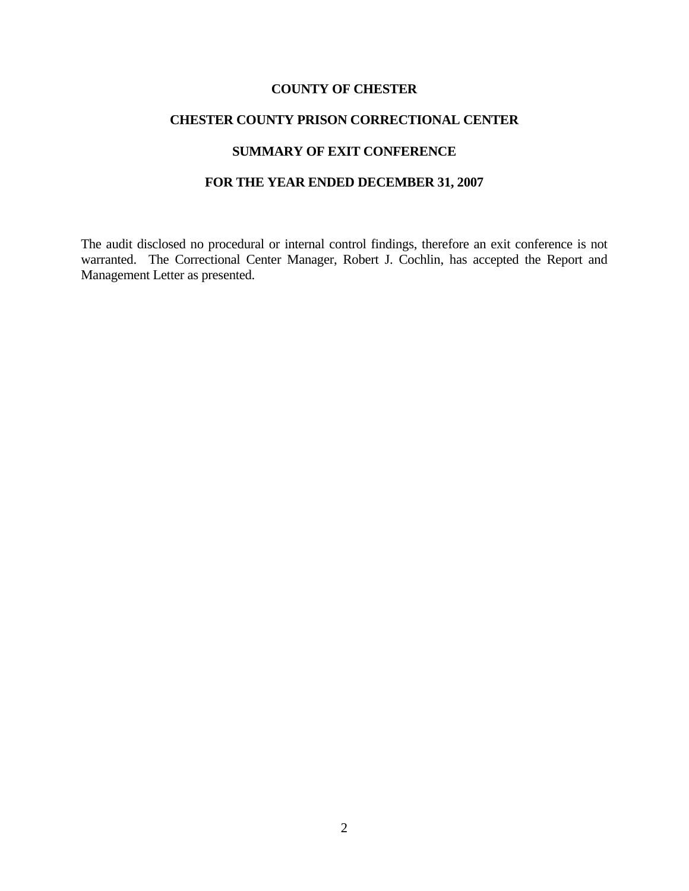**COUNTY OF CHESTER**

**CHESTER COUNTY PRISON CORRECTIONAL CENTER**

**SUMMARY OF EXIT CONFERENCE**

**FOR THE YEAR ENDED DECEMBER 31, 2007**

The audit disclosed no procedural or internal control findings, therefore an exit conference is not warranted. The Correctional Center Manager, Robert J. Cochlin, has accepted the Report and Management Letter as presented.